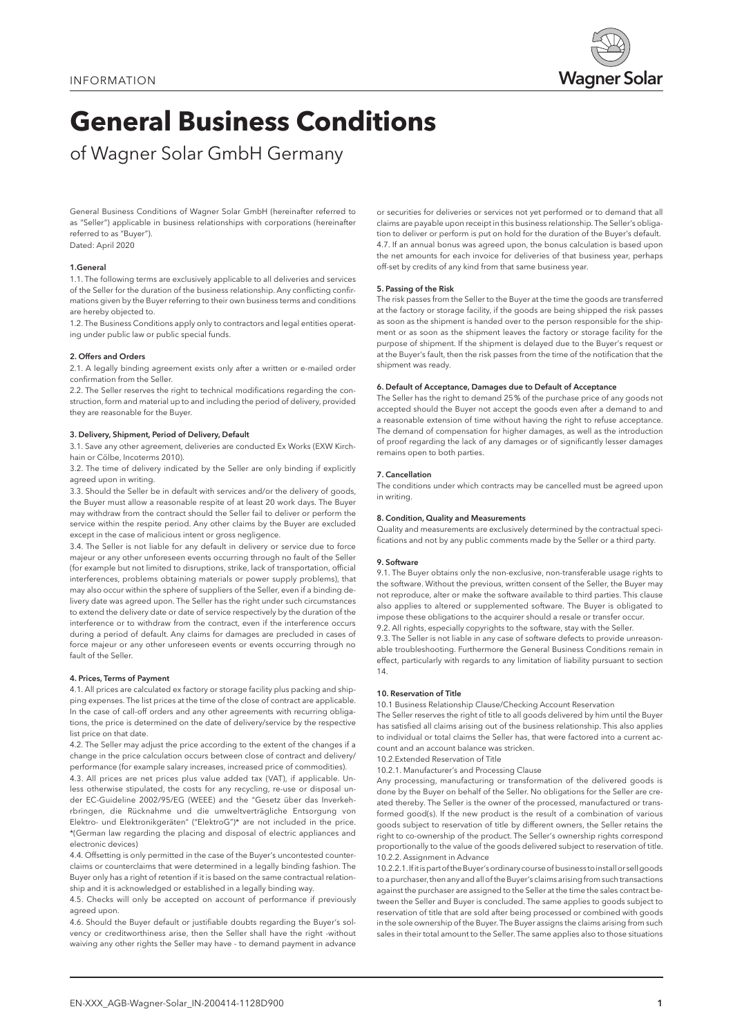INFORMATION

# General Business Conditions

## of Wagner Solar GmbH Germany

General Business Conditions of Wagner Solar GmbH (hereinafter referred to as "Seller") applicable in business relationships with corporations (hereinafter referred to as "Buyer").
Dated: April 2020

### 1.General

1.1. The following terms are exclusively applicable to all deliveries and services of the Seller for the duration of the business relationship. Any conflicting confirmations given by the Buyer referring to their own business terms and conditions are hereby objected to.

1.2. The Business Conditions apply only to contractors and legal entities operating under public law or public special funds.

### 2. Offers and Orders

2.1. A legally binding agreement exists only after a written or e-mailed order confirmation from the Seller.

2.2. The Seller reserves the right to technical modifications regarding the construction, form and material up to and including the period of delivery, provided they are reasonable for the Buyer.

### 3. Delivery, Shipment, Period of Delivery, Default

3.1. Save any other agreement, deliveries are conducted Ex Works (EXW Kirchhain or Cölbe, Incoterms 2010).

3.2. The time of delivery indicated by the Seller are only binding if explicitly agreed upon in writing.

3.3. Should the Seller be in default with services and/or the delivery of goods, the Buyer must allow a reasonable respite of at least 20 work days. The Buyer may withdraw from the contract should the Seller fail to deliver or perform the service within the respite period. Any other claims by the Buyer are excluded except in the case of malicious intent or gross negligence.

3.4. The Seller is not liable for any default in delivery or service due to force majeur or any other unforeseen events occurring through no fault of the Seller (for example but not limited to disruptions, strike, lack of transportation, official interferences, problems obtaining materials or power supply problems), that may also occur within the sphere of suppliers of the Seller, even if a binding delivery date was agreed upon. The Seller has the right under such circumstances to extend the delivery date or date of service respectively by the duration of the interference or to withdraw from the contract, even if the interference occurs during a period of default. Any claims for damages are precluded in cases of force majeur or any other unforeseen events or events occurring through no fault of the Seller.

### 4. Prices, Terms of Payment

4.1. All prices are calculated ex factory or storage facility plus packing and shipping expenses. The list prices at the time of the close of contract are applicable. In the case of call-off orders and any other agreements with recurring obligations, the price is determined on the date of delivery/service by the respective list price on that date.

4.2. The Seller may adjust the price according to the extent of the changes if a change in the price calculation occurs between close of contract and delivery/performance (for example salary increases, increased price of commodities).

4.3. All prices are net prices plus value added tax (VAT), if applicable. Unless otherwise stipulated, the costs for any recycling, re-use or disposal under EC-Guideline 2002/95/EG (WEEE) and the "Gesetz über das Inverkehrbringen, die Rücknahme und die umweltverträgliche Entsorgung von Elektro- und Elektronikgeräten" ("ElektroG")* are not included in the price.
*(German law regarding the placing and disposal of electric appliances and electronic devices)

4.4. Offsetting is only permitted in the case of the Buyer's uncontested counterclaims or counterclaims that were determined in a legally binding fashion. The Buyer only has a right of retention if it is based on the same contractual relationship and it is acknowledged or established in a legally binding way.

4.5. Checks will only be accepted on account of performance if previously agreed upon.

4.6. Should the Buyer default or justifiable doubts regarding the Buyer's solvency or creditworthiness arise, then the Seller shall have the right -without waiving any other rights the Seller may have - to demand payment in advance or securities for deliveries or services not yet performed or to demand that all claims are payable upon receipt in this business relationship. The Seller's obligation to deliver or perform is put on hold for the duration of the Buyer's default.

4.7. If an annual bonus was agreed upon, the bonus calculation is based upon the net amounts for each invoice for deliveries of that business year, perhaps off-set by credits of any kind from that same business year.

### 5. Passing of the Risk

The risk passes from the Seller to the Buyer at the time the goods are transferred at the factory or storage facility, if the goods are being shipped the risk passes as soon as the shipment is handed over to the person responsible for the shipment or as soon as the shipment leaves the factory or storage facility for the purpose of shipment. If the shipment is delayed due to the Buyer's request or at the Buyer's fault, then the risk passes from the time of the notification that the shipment was ready.

### 6. Default of Acceptance, Damages due to Default of Acceptance

The Seller has the right to demand 25% of the purchase price of any goods not accepted should the Buyer not accept the goods even after a demand to and a reasonable extension of time without having the right to refuse acceptance. The demand of compensation for higher damages, as well as the introduction of proof regarding the lack of any damages or of significantly lesser damages remains open to both parties.

### 7. Cancellation

The conditions under which contracts may be cancelled must be agreed upon in writing.

### 8. Condition, Quality and Measurements

Quality and measurements are exclusively determined by the contractual specifications and not by any public comments made by the Seller or a third party.

### 9. Software

9.1. The Buyer obtains only the non-exclusive, non-transferable usage rights to the software. Without the previous, written consent of the Seller, the Buyer may not reproduce, alter or make the software available to third parties. This clause also applies to altered or supplemented software. The Buyer is obligated to impose these obligations to the acquirer should a resale or transfer occur.

9.2. All rights, especially copyrights to the software, stay with the Seller.

9.3. The Seller is not liable in any case of software defects to provide unreasonable troubleshooting. Furthermore the General Business Conditions remain in effect, particularly with regards to any limitation of liability pursuant to section 14.

### 10. Reservation of Title

10.1 Business Relationship Clause/Checking Account Reservation

The Seller reserves the right of title to all goods delivered by him until the Buyer has satisfied all claims arising out of the business relationship. This also applies to individual or total claims the Seller has, that were factored into a current account and an account balance was stricken.

10.2.Extended Reservation of Title

10.2.1. Manufacturer's and Processing Clause

Any processing, manufacturing or transformation of the delivered goods is done by the Buyer on behalf of the Seller. No obligations for the Seller are created thereby. The Seller is the owner of the processed, manufactured or transformed good(s). If the new product is the result of a combination of various goods subject to reservation of title by different owners, the Seller retains the right to co-ownership of the product. The Seller's ownership rights correspond proportionally to the value of the goods delivered subject to reservation of title.

10.2.2. Assignment in Advance

10.2.2.1. If it is part of the Buyer's ordinary course of business to install or sell goods to a purchaser, then any and all of the Buyer's claims arising from such transactions against the purchaser are assigned to the Seller at the time the sales contract between the Seller and Buyer is concluded. The same applies to goods subject to reservation of title that are sold after being processed or combined with goods in the sole ownership of the Buyer. The Buyer assigns the claims arising from such sales in their total amount to the Seller. The same applies also to those situations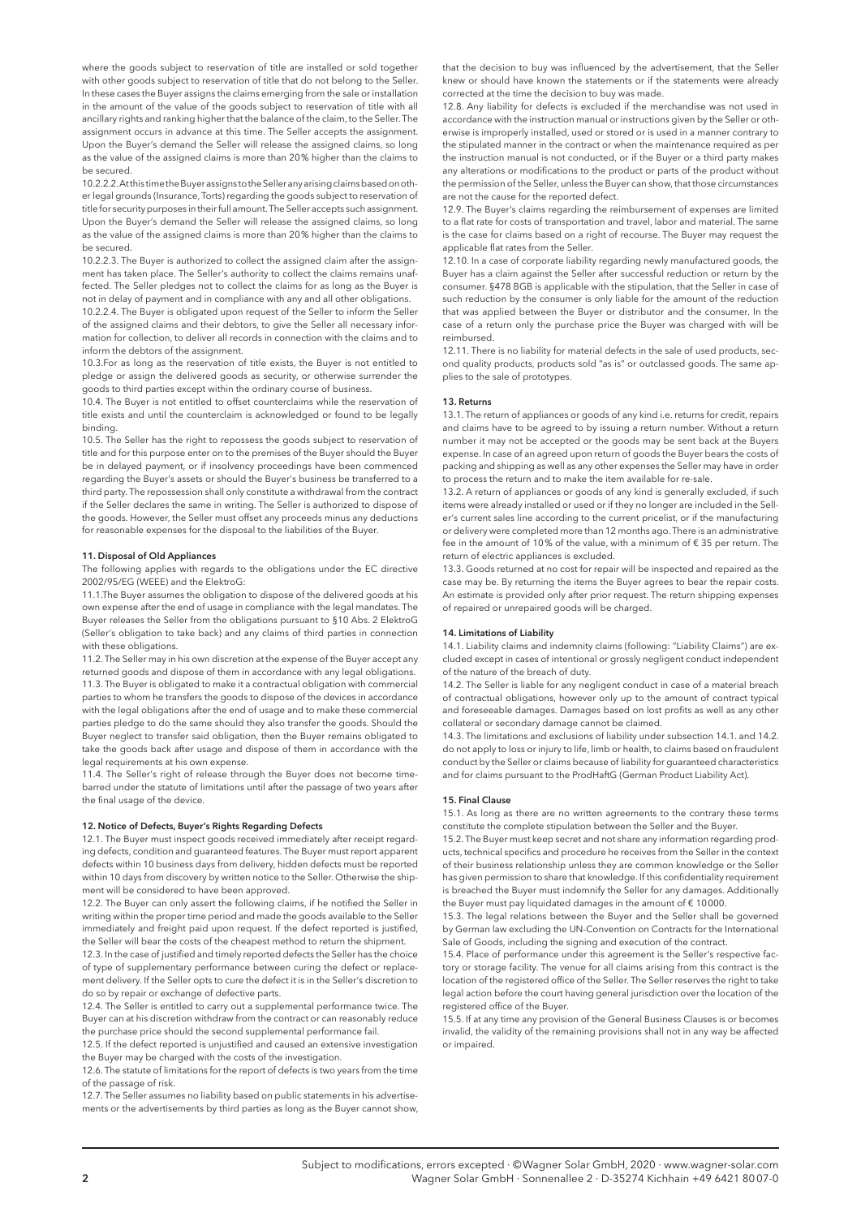where the goods subject to reservation of title are installed or sold together with other goods subject to reservation of title that do not belong to the Seller. In these cases the Buyer assigns the claims emerging from the sale or installation in the amount of the value of the goods subject to reservation of title with all ancillary rights and ranking higher that the balance of the claim, to the Seller. The assignment occurs in advance at this time. The Seller accepts the assignment. Upon the Buyer's demand the Seller will release the assigned claims, so long as the value of the assigned claims is more than 20% higher than the claims to be secured.

10.2.2.2. At this time the Buyer assigns to the Seller any arising claims based on other legal grounds (Insurance, Torts) regarding the goods subject to reservation of title for security purposes in their full amount. The Seller accepts such assignment. Upon the Buyer's demand the Seller will release the assigned claims, so long as the value of the assigned claims is more than 20% higher than the claims to be secured.

10.2.2.3. The Buyer is authorized to collect the assigned claim after the assignment has taken place. The Seller's authority to collect the claims remains unaffected. The Seller pledges not to collect the claims for as long as the Buyer is not in delay of payment and in compliance with any and all other obligations.

10.2.2.4. The Buyer is obligated upon request of the Seller to inform the Seller of the assigned claims and their debtors, to give the Seller all necessary information for collection, to deliver all records in connection with the claims and to inform the debtors of the assignment.

10.3.For as long as the reservation of title exists, the Buyer is not entitled to pledge or assign the delivered goods as security, or otherwise surrender the goods to third parties except within the ordinary course of business.

10.4. The Buyer is not entitled to offset counterclaims while the reservation of title exists and until the counterclaim is acknowledged or found to be legally binding.

10.5. The Seller has the right to repossess the goods subject to reservation of title and for this purpose enter on to the premises of the Buyer should the Buyer be in delayed payment, or if insolvency proceedings have been commenced regarding the Buyer's assets or should the Buyer's business be transferred to a third party. The repossession shall only constitute a withdrawal from the contract if the Seller declares the same in writing. The Seller is authorized to dispose of the goods. However, the Seller must offset any proceeds minus any deductions for reasonable expenses for the disposal to the liabilities of the Buyer.

#### 11. Disposal of Old Appliances

The following applies with regards to the obligations under the EC directive 2002/95/EG (WEEE) and the ElektroG:

11.1.The Buyer assumes the obligation to dispose of the delivered goods at his own expense after the end of usage in compliance with the legal mandates. The Buyer releases the Seller from the obligations pursuant to §10 Abs. 2 ElektroG (Seller's obligation to take back) and any claims of third parties in connection with these obligations.

11.2. The Seller may in his own discretion at the expense of the Buyer accept any returned goods and dispose of them in accordance with any legal obligations.

11.3. The Buyer is obligated to make it a contractual obligation with commercial parties to whom he transfers the goods to dispose of the devices in accordance with the legal obligations after the end of usage and to make these commercial parties pledge to do the same should they also transfer the goods. Should the Buyer neglect to transfer said obligation, then the Buyer remains obligated to take the goods back after usage and dispose of them in accordance with the legal requirements at his own expense.

11.4. The Seller's right of release through the Buyer does not become time-barred under the statute of limitations until after the passage of two years after the final usage of the device.

#### 12. Notice of Defects, Buyer's Rights Regarding Defects

12.1. The Buyer must inspect goods received immediately after receipt regarding defects, condition and guaranteed features. The Buyer must report apparent defects within 10 business days from delivery, hidden defects must be reported within 10 days from discovery by written notice to the Seller. Otherwise the shipment will be considered to have been approved.

12.2. The Buyer can only assert the following claims, if he notified the Seller in writing within the proper time period and made the goods available to the Seller immediately and freight paid upon request. If the defect reported is justified, the Seller will bear the costs of the cheapest method to return the shipment.

12.3. In the case of justified and timely reported defects the Seller has the choice of type of supplementary performance between curing the defect or replacement delivery. If the Seller opts to cure the defect it is in the Seller's discretion to do so by repair or exchange of defective parts.

12.4. The Seller is entitled to carry out a supplemental performance twice. The Buyer can at his discretion withdraw from the contract or can reasonably reduce the purchase price should the second supplemental performance fail.

12.5. If the defect reported is unjustified and caused an extensive investigation the Buyer may be charged with the costs of the investigation.

12.6. The statute of limitations for the report of defects is two years from the time of the passage of risk.

12.7. The Seller assumes no liability based on public statements in his advertisements or the advertisements by third parties as long as the Buyer cannot show, that the decision to buy was influenced by the advertisement, that the Seller knew or should have known the statements or if the statements were already corrected at the time the decision to buy was made.

12.8. Any liability for defects is excluded if the merchandise was not used in accordance with the instruction manual or instructions given by the Seller or otherwise is improperly installed, used or stored or is used in a manner contrary to the stipulated manner in the contract or when the maintenance required as per the instruction manual is not conducted, or if the Buyer or a third party makes any alterations or modifications to the product or parts of the product without the permission of the Seller, unless the Buyer can show, that those circumstances are not the cause for the reported defect.

12.9. The Buyer's claims regarding the reimbursement of expenses are limited to a flat rate for costs of transportation and travel, labor and material. The same is the case for claims based on a right of recourse. The Buyer may request the applicable flat rates from the Seller.

12.10. In a case of corporate liability regarding newly manufactured goods, the Buyer has a claim against the Seller after successful reduction or return by the consumer. §478 BGB is applicable with the stipulation, that the Seller in case of such reduction by the consumer is only liable for the amount of the reduction that was applied between the Buyer or distributor and the consumer. In the case of a return only the purchase price the Buyer was charged with will be reimbursed.

12.11. There is no liability for material defects in the sale of used products, second quality products, products sold "as is" or outclassed goods. The same applies to the sale of prototypes.

#### 13. Returns

13.1. The return of appliances or goods of any kind i.e. returns for credit, repairs and claims have to be agreed to by issuing a return number. Without a return number it may not be accepted or the goods may be sent back at the Buyers expense. In case of an agreed upon return of goods the Buyer bears the costs of packing and shipping as well as any other expenses the Seller may have in order to process the return and to make the item available for re-sale.

13.2. A return of appliances or goods of any kind is generally excluded, if such items were already installed or used or if they no longer are included in the Seller's current sales line according to the current pricelist, or if the manufacturing or delivery were completed more than 12 months ago. There is an administrative fee in the amount of 10% of the value, with a minimum of € 35 per return. The return of electric appliances is excluded.

13.3. Goods returned at no cost for repair will be inspected and repaired as the case may be. By returning the items the Buyer agrees to bear the repair costs. An estimate is provided only after prior request. The return shipping expenses of repaired or unrepaired goods will be charged.

#### 14. Limitations of Liability

14.1. Liability claims and indemnity claims (following: "Liability Claims") are excluded except in cases of intentional or grossly negligent conduct independent of the nature of the breach of duty.

14.2. The Seller is liable for any negligent conduct in case of a material breach of contractual obligations, however only up to the amount of contract typical and foreseeable damages. Damages based on lost profits as well as any other collateral or secondary damage cannot be claimed.

14.3. The limitations and exclusions of liability under subsection 14.1. and 14.2. do not apply to loss or injury to life, limb or health, to claims based on fraudulent conduct by the Seller or claims because of liability for guaranteed characteristics and for claims pursuant to the ProdHaftG (German Product Liability Act).

#### 15. Final Clause

15.1. As long as there are no written agreements to the contrary these terms constitute the complete stipulation between the Seller and the Buyer.

15.2. The Buyer must keep secret and not share any information regarding products, technical specifics and procedure he receives from the Seller in the context of their business relationship unless they are common knowledge or the Seller has given permission to share that knowledge. If this confidentiality requirement is breached the Buyer must indemnify the Seller for any damages. Additionally the Buyer must pay liquidated damages in the amount of € 10000.

15.3. The legal relations between the Buyer and the Seller shall be governed by German law excluding the UN-Convention on Contracts for the International Sale of Goods, including the signing and execution of the contract.

15.4. Place of performance under this agreement is the Seller's respective factory or storage facility. The venue for all claims arising from this contract is the location of the registered office of the Seller. The Seller reserves the right to take legal action before the court having general jurisdiction over the location of the registered office of the Buyer.

15.5. If at any time any provision of the General Business Clauses is or becomes invalid, the validity of the remaining provisions shall not in any way be affected or impaired.

Subject to modifications, errors excepted · ©Wagner Solar GmbH, 2020 · www.wagner-solar.com
Wagner Solar GmbH · Sonnenallee 2 · D-35274 Kichhain +49 6421 8007-0